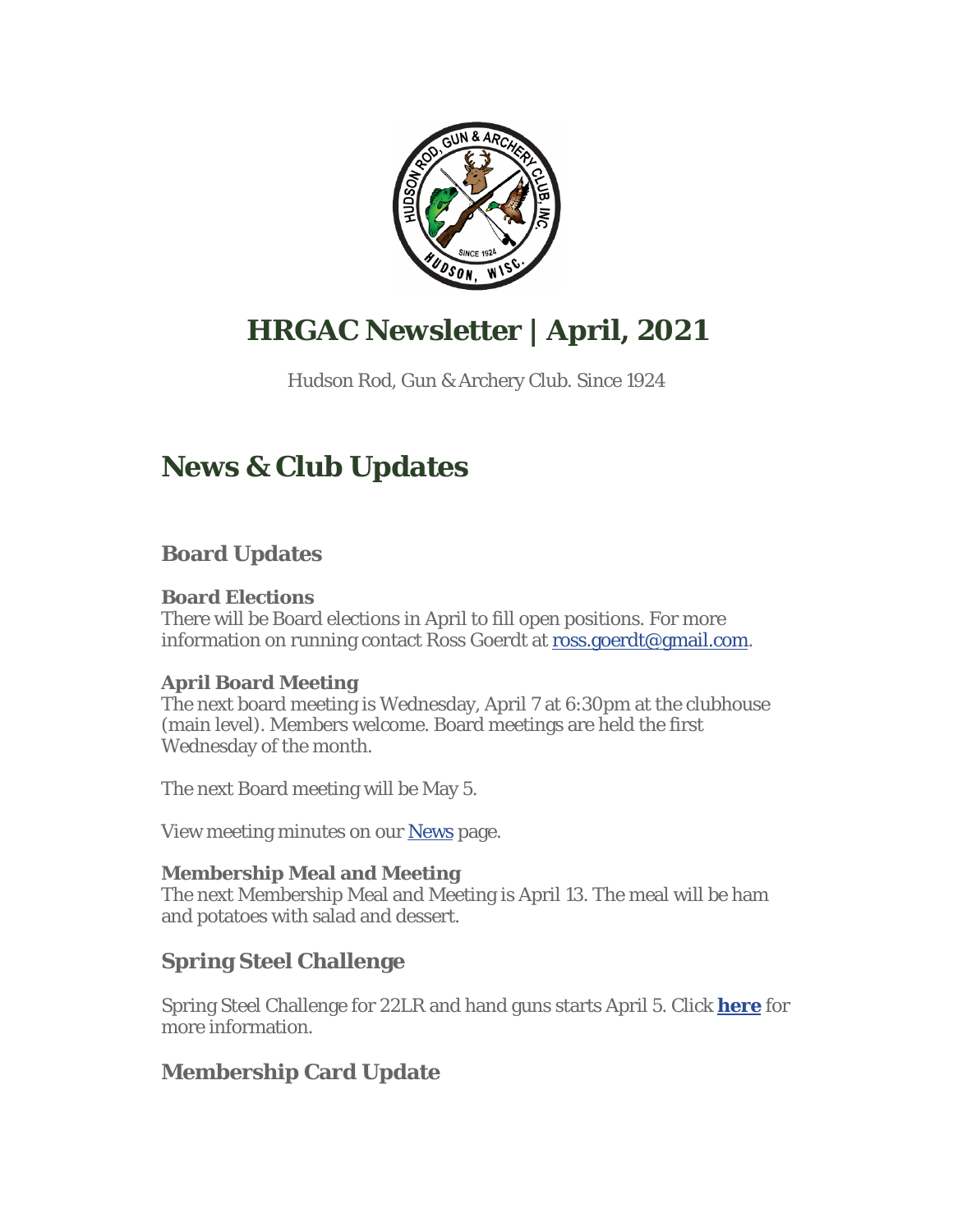# HRGAC Newsletter | April, 2021

Hudson Rod, Gun & Archery Club. Since 1924

## News & Club Updates

### Board Updates

**Board Elections**
There will be Board elections in April to fill open positions. For more information on running contact Ross Goerdt at ross.goerdt@gmail.com.

**April Board Meeting**
The next board meeting is Wednesday, April 7 at 6:30pm at the clubhouse (main level). Members welcome. Board meetings are held the first Wednesday of the month.

The next Board meeting will be May 5.

View meeting minutes on our News page.

**Membership Meal and Meeting**
The next Membership Meal and Meeting is April 13. The meal will be ham and potatoes with salad and dessert.

### Spring Steel Challenge

Spring Steel Challenge for 22LR and hand guns starts April 5. Click **here** for more information.

### Membership Card Update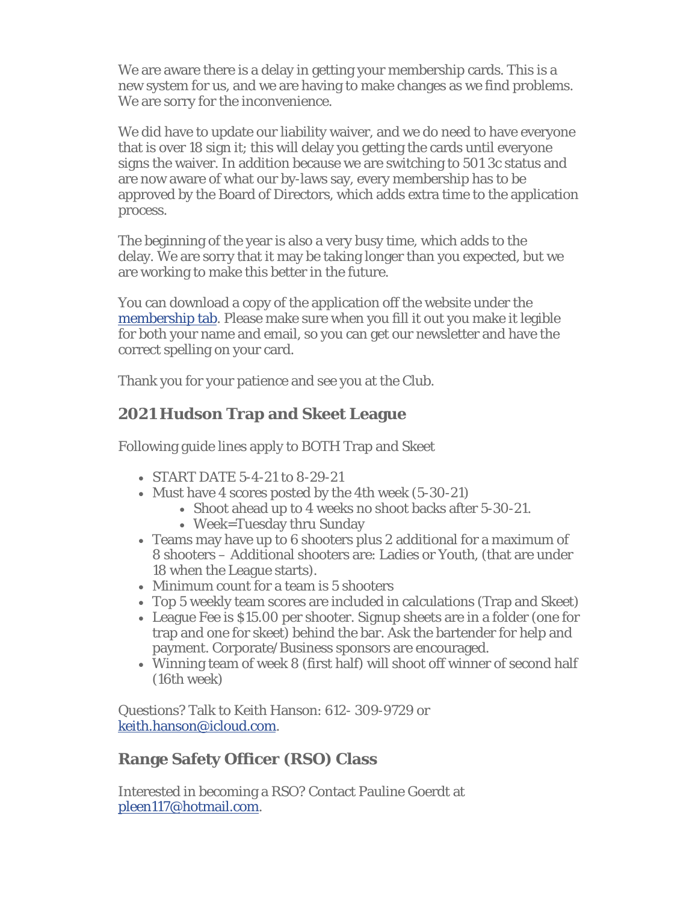We are aware there is a delay in getting your membership cards. This is a new system for us, and we are having to make changes as we find problems. We are sorry for the inconvenience.

We did have to update our liability waiver, and we do need to have everyone that is over 18 sign it; this will delay you getting the cards until everyone signs the waiver. In addition because we are switching to 501 3c status and are now aware of what our by-laws say, every membership has to be approved by the Board of Directors, which adds extra time to the application process.

The beginning of the year is also a very busy time, which adds to the delay. We are sorry that it may be taking longer than you expected, but we are working to make this better in the future.

You can download a copy of the application off the website under the membership tab. Please make sure when you fill it out you make it legible for both your name and email, so you can get our newsletter and have the correct spelling on your card.

Thank you for your patience and see you at the Club.

## 2021 Hudson Trap and Skeet League

Following guide lines apply to BOTH Trap and Skeet

- START DATE 5-4-21 to 8-29-21
- Must have 4 scores posted by the 4th week (5-30-21)
  - Shoot ahead up to 4 weeks no shoot backs after 5-30-21.
  - Week=Tuesday thru Sunday
- Teams may have up to 6 shooters plus 2 additional for a maximum of 8 shooters – Additional shooters are: Ladies or Youth, (that are under 18 when the League starts).
- Minimum count for a team is 5 shooters
- Top 5 weekly team scores are included in calculations (Trap and Skeet)
- League Fee is $15.00 per shooter. Signup sheets are in a folder (one for trap and one for skeet) behind the bar. Ask the bartender for help and payment. Corporate/Business sponsors are encouraged.
- Winning team of week 8 (first half) will shoot off winner of second half (16th week)

Questions? Talk to Keith Hanson: 612- 309-9729 or keith.hanson@icloud.com.

## Range Safety Officer (RSO) Class

Interested in becoming a RSO? Contact Pauline Goerdt at pleen117@hotmail.com.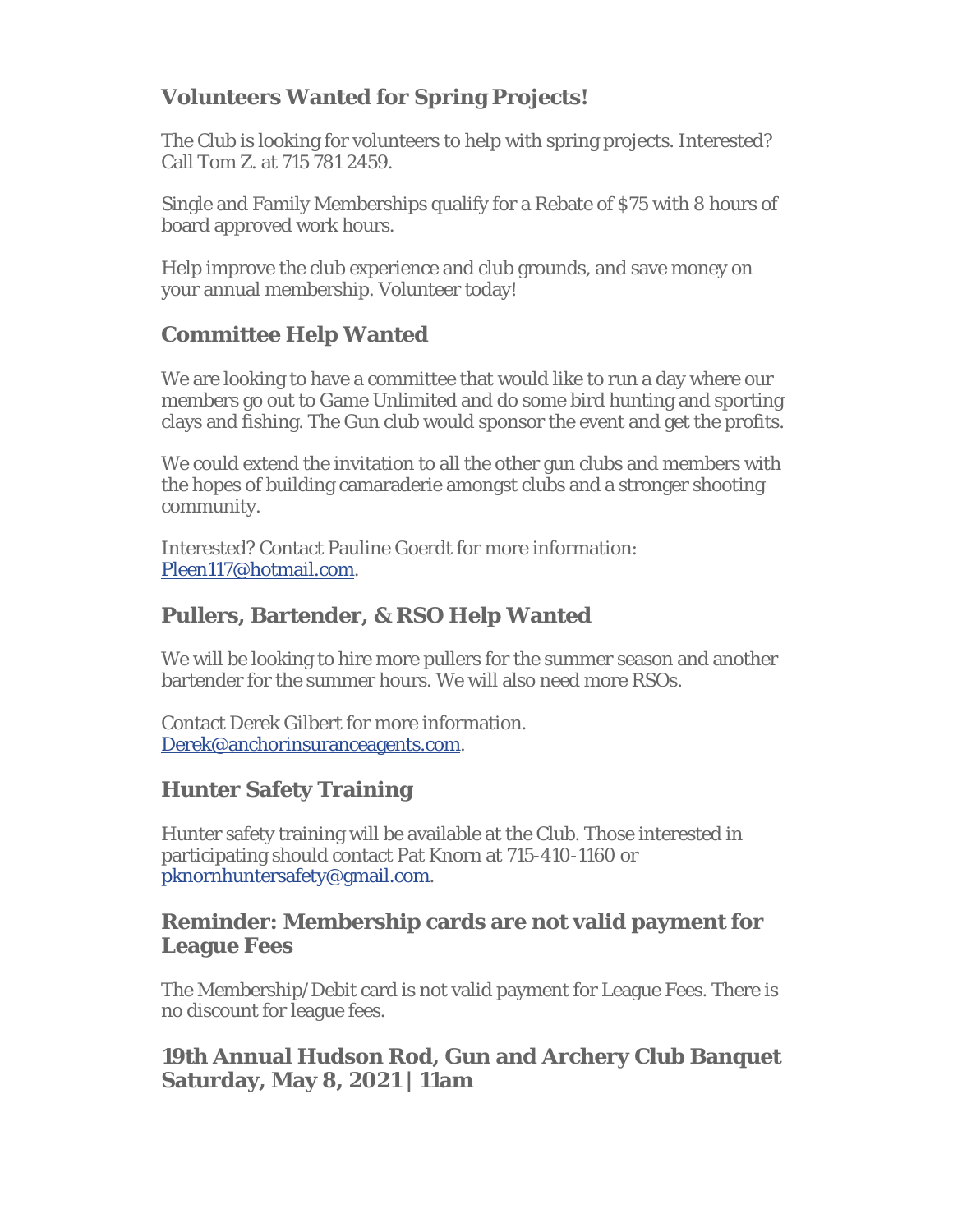## Volunteers Wanted for Spring Projects!

The Club is looking for volunteers to help with spring projects. Interested? Call Tom Z. at 715 781 2459.

Single and Family Memberships qualify for a Rebate of $75 with 8 hours of board approved work hours.

Help improve the club experience and club grounds, and save money on your annual membership. Volunteer today!

## Committee Help Wanted

We are looking to have a committee that would like to run a day where our members go out to Game Unlimited and do some bird hunting and sporting clays and fishing. The Gun club would sponsor the event and get the profits.

We could extend the invitation to all the other gun clubs and members with the hopes of building camaraderie amongst clubs and a stronger shooting community.

Interested? Contact Pauline Goerdt for more information: [Pleen117@hotmail.com](mailto:Pleen117@hotmail.com).

## Pullers, Bartender, & RSO Help Wanted

We will be looking to hire more pullers for the summer season and another bartender for the summer hours. We will also need more RSOs.

Contact Derek Gilbert for more information. [Derek@anchorinsuranceagents.com](mailto:Derek@anchorinsuranceagents.com).

## Hunter Safety Training

Hunter safety training will be available at the Club. Those interested in participating should contact Pat Knorn at 715-410-1160 or [pknornhuntersafety@gmail.com](mailto:pknornhuntersafety@gmail.com).

## Reminder: Membership cards are not valid payment for League Fees

The Membership/Debit card is not valid payment for League Fees. There is no discount for league fees.

## 19th Annual Hudson Rod, Gun and Archery Club Banquet Saturday, May 8, 2021 | 11am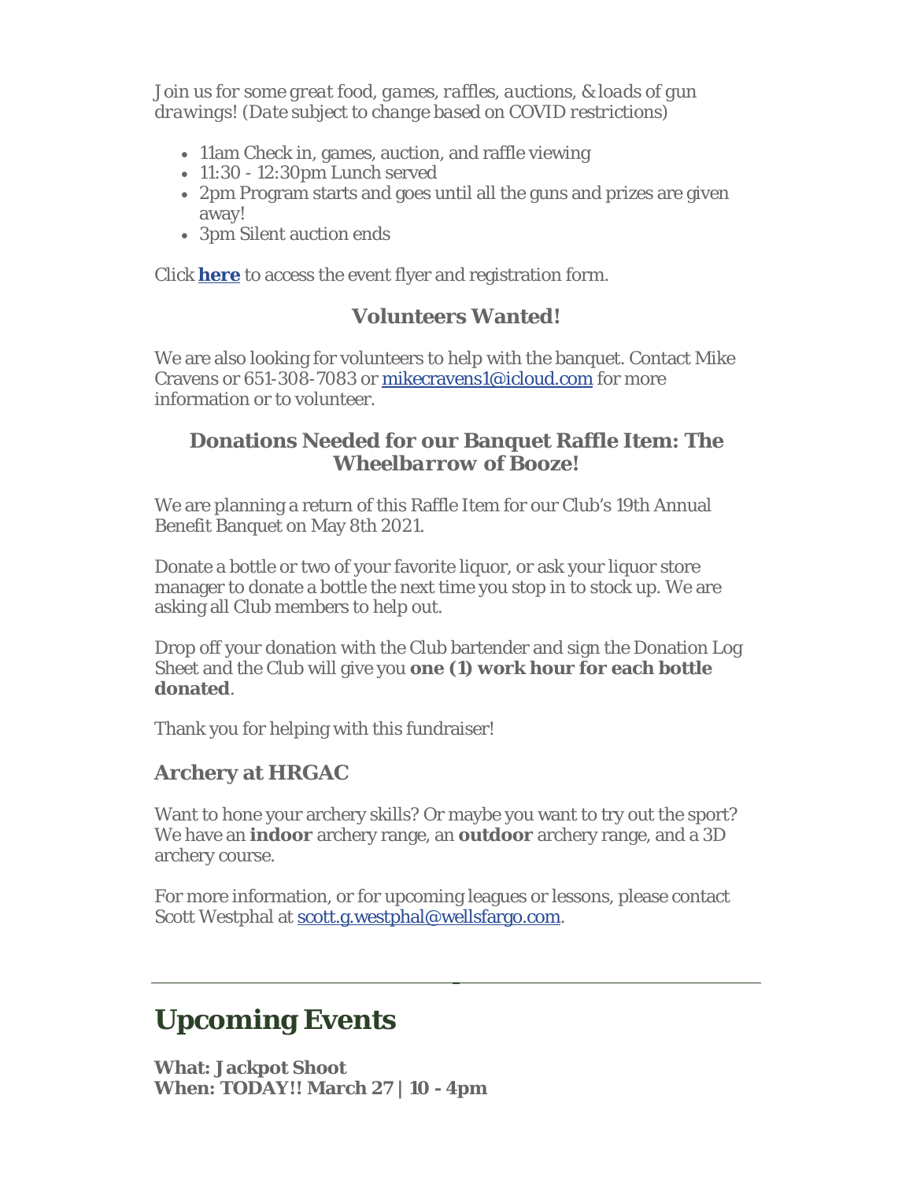*Join us for some great food, games, raffles, auctions, & loads of gun drawings! (Date subject to change based on COVID restrictions)*

- 11am Check in, games, auction, and raffle viewing
- 11:30 - 12:30pm Lunch served
- 2pm Program starts and goes until all the guns and prizes are given away!
- 3pm Silent auction ends

Click **here** to access the event flyer and registration form.

### Volunteers Wanted!

We are also looking for volunteers to help with the banquet. Contact Mike Cravens or 651-308-7083 or mikecravens1@icloud.com for more information or to volunteer.

### Donations Needed for our Banquet Raffle Item: The *Wheelbarrow of Booze!*

We are planning a return of this Raffle Item for our Club's 19th Annual Benefit Banquet on May 8th 2021.

Donate a bottle or two of your favorite liquor, or ask your liquor store manager to donate a bottle the next time you stop in to stock up. We are asking all Club members to help out.

Drop off your donation with the Club bartender and sign the Donation Log Sheet and the Club will give you **one (1) work hour for each bottle donated**.

Thank you for helping with this fundraiser!

### Archery at HRGAC

Want to hone your archery skills? Or maybe you want to try out the sport? We have an **indoor** archery range, an **outdoor** archery range, and a 3D archery course.

For more information, or for upcoming leagues or lessons, please contact Scott Westphal at scott.g.westphal@wellsfargo.com.

---

## Upcoming Events

**What: Jackpot Shoot**
**When: TODAY!! March 27 | 10 - 4pm**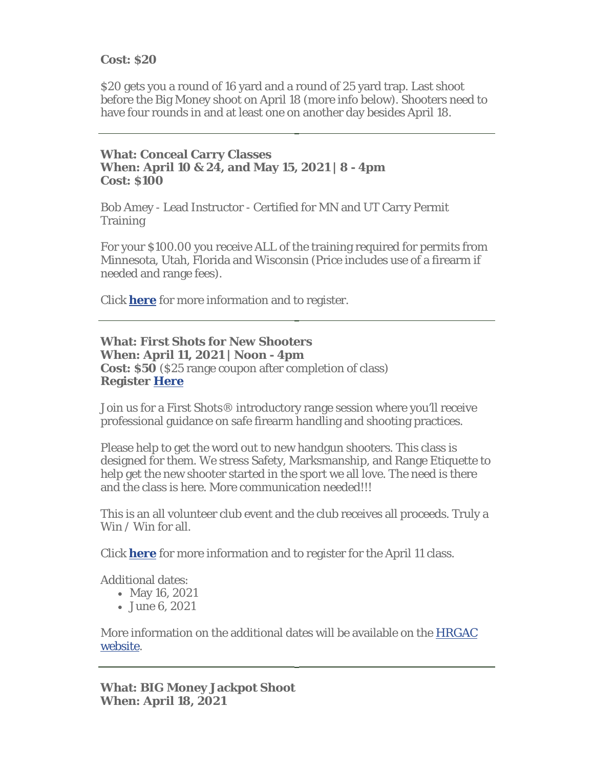**Cost: $20**

$20 gets you a round of 16 yard and a round of 25 yard trap. Last shoot before the Big Money shoot on April 18 (more info below). Shooters need to have four rounds in and at least one on another day besides April 18.

---

**What: Conceal Carry Classes**
**When: April 10 & 24, and May 15, 2021 | 8 - 4pm**
**Cost: $100**

Bob Amey - Lead Instructor - Certified for MN and UT Carry Permit Training

For your $100.00 you receive ALL of the training required for permits from Minnesota, Utah, Florida and Wisconsin (Price includes use of a firearm if needed and range fees).

Click **here** for more information and to register.

---

**What: First Shots for New Shooters**
**When: April 11, 2021 | Noon - 4pm**
**Cost: $50** ($25 range coupon after completion of class)
**Register Here**

Join us for a First Shots® introductory range session where you'll receive professional guidance on safe firearm handling and shooting practices.

Please help to get the word out to new handgun shooters. This class is designed for them. We stress Safety, Marksmanship, and Range Etiquette to help get the new shooter started in the sport we all love. The need is there and the class is here. More communication needed!!!

This is an all volunteer club event and the club receives all proceeds. Truly a Win / Win for all.

Click **here** for more information and to register for the April 11 class.

Additional dates:

- May 16, 2021
- June 6, 2021

More information on the additional dates will be available on the HRGAC website.

---

**What: BIG Money Jackpot Shoot**
**When: April 18, 2021**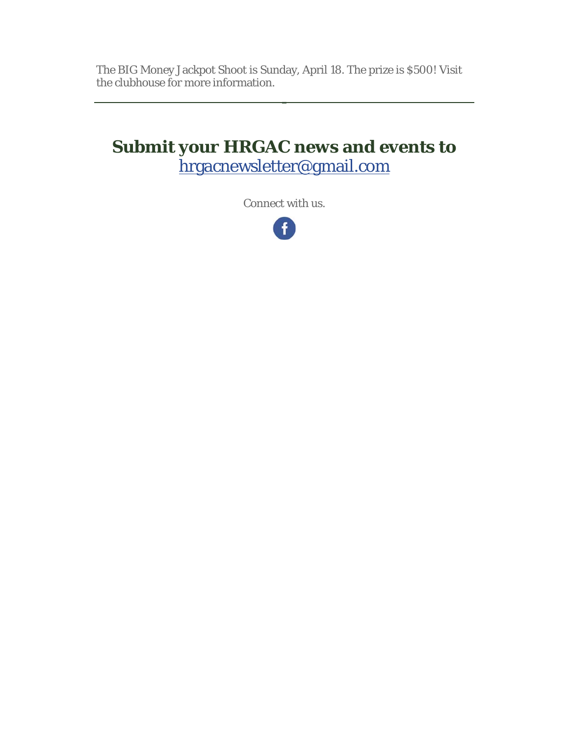The BIG Money Jackpot Shoot is Sunday, April 18. The prize is $500! Visit the clubhouse for more information.

---

## Submit your HRGAC news and events to
hrgacnewsletter@gmail.com

Connect with us.